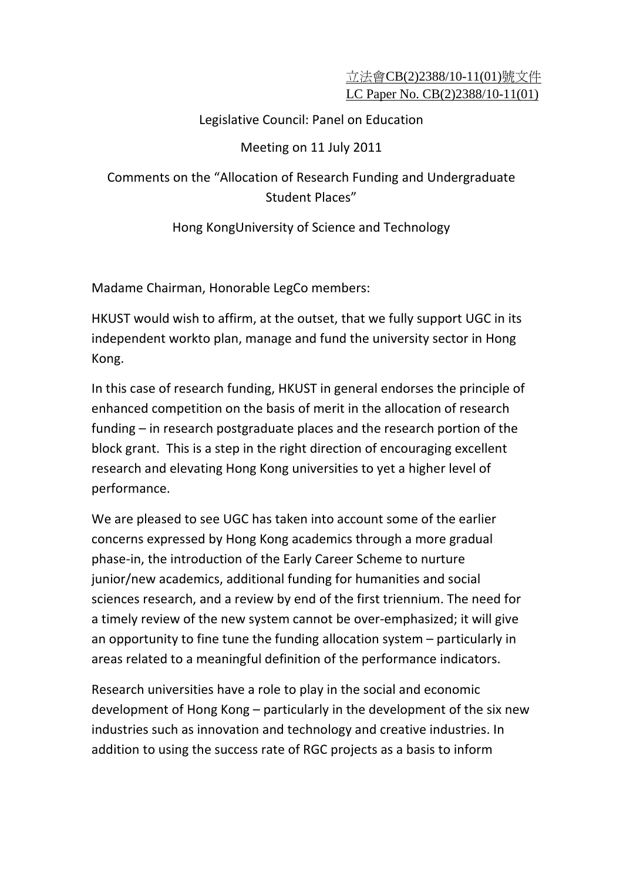立法會CB(2)2388/10-11(01)號文件
LC Paper No. CB(2)2388/10-11(01)

Legislative Council: Panel on Education

Meeting on 11 July 2011

Comments on the "Allocation of Research Funding and Undergraduate Student Places"

Hong KongUniversity of Science and Technology

Madame Chairman, Honorable LegCo members:

HKUST would wish to affirm, at the outset, that we fully support UGC in its independent workto plan, manage and fund the university sector in Hong Kong.

In this case of research funding, HKUST in general endorses the principle of enhanced competition on the basis of merit in the allocation of research funding – in research postgraduate places and the research portion of the block grant. This is a step in the right direction of encouraging excellent research and elevating Hong Kong universities to yet a higher level of performance.

We are pleased to see UGC has taken into account some of the earlier concerns expressed by Hong Kong academics through a more gradual phase-in, the introduction of the Early Career Scheme to nurture junior/new academics, additional funding for humanities and social sciences research, and a review by end of the first triennium. The need for a timely review of the new system cannot be over-emphasized; it will give an opportunity to fine tune the funding allocation system – particularly in areas related to a meaningful definition of the performance indicators.

Research universities have a role to play in the social and economic development of Hong Kong – particularly in the development of the six new industries such as innovation and technology and creative industries. In addition to using the success rate of RGC projects as a basis to inform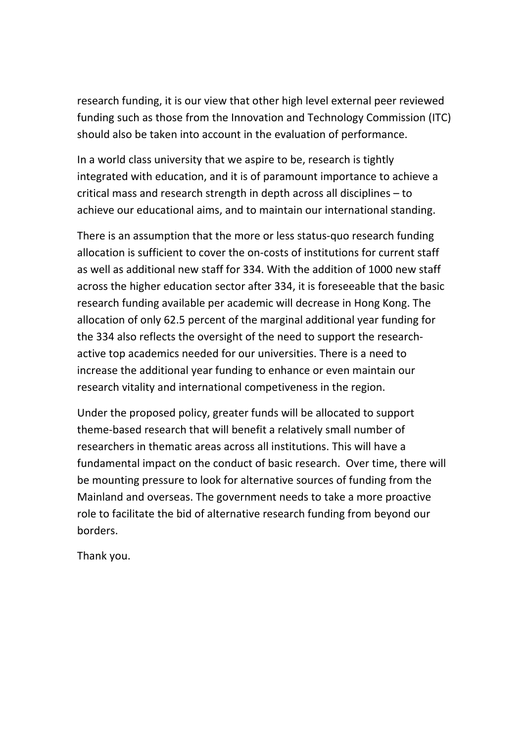research funding, it is our view that other high level external peer reviewed funding such as those from the Innovation and Technology Commission (ITC) should also be taken into account in the evaluation of performance.

In a world class university that we aspire to be, research is tightly integrated with education, and it is of paramount importance to achieve a critical mass and research strength in depth across all disciplines – to achieve our educational aims, and to maintain our international standing.

There is an assumption that the more or less status-quo research funding allocation is sufficient to cover the on-costs of institutions for current staff as well as additional new staff for 334. With the addition of 1000 new staff across the higher education sector after 334, it is foreseeable that the basic research funding available per academic will decrease in Hong Kong. The allocation of only 62.5 percent of the marginal additional year funding for the 334 also reflects the oversight of the need to support the research-active top academics needed for our universities. There is a need to increase the additional year funding to enhance or even maintain our research vitality and international competiveness in the region.

Under the proposed policy, greater funds will be allocated to support theme-based research that will benefit a relatively small number of researchers in thematic areas across all institutions. This will have a fundamental impact on the conduct of basic research. Over time, there will be mounting pressure to look for alternative sources of funding from the Mainland and overseas. The government needs to take a more proactive role to facilitate the bid of alternative research funding from beyond our borders.

Thank you.